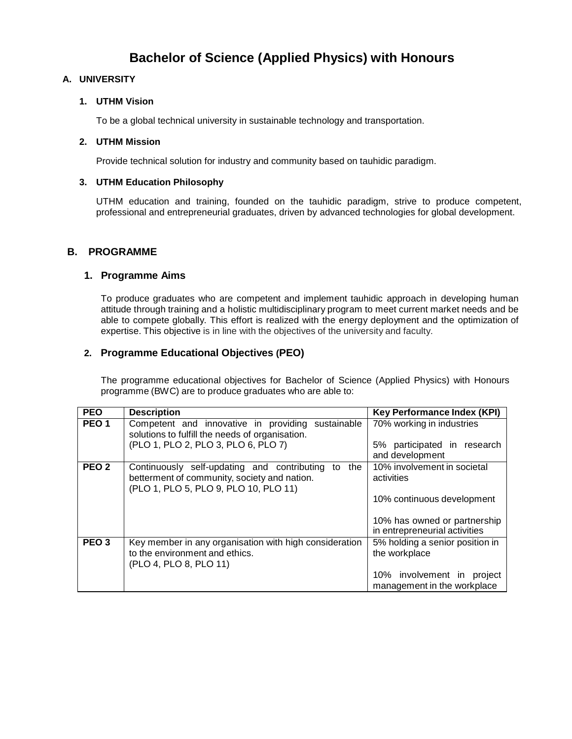# Bachelor of Science (Applied Physics) with Honours

## A. UNIVERSITY

### 1. UTHM Vision

To be a global technical university in sustainable technology and transportation.

### 2. UTHM Mission

Provide technical solution for industry and community based on tauhidic paradigm.

### 3. UTHM Education Philosophy

UTHM education and training, founded on the tauhidic paradigm, strive to produce competent, professional and entrepreneurial graduates, driven by advanced technologies for global development.

## B. PROGRAMME

### 1. Programme Aims

To produce graduates who are competent and implement tauhidic approach in developing human attitude through training and a holistic multidisciplinary program to meet current market needs and be able to compete globally. This effort is realized with the energy deployment and the optimization of expertise. This objective is in line with the objectives of the university and faculty.

### 2. Programme Educational Objectives (PEO)

The programme educational objectives for Bachelor of Science (Applied Physics) with Honours programme (BWC) are to produce graduates who are able to:

| PEO | Description | Key Performance Index (KPI) |
|---|---|---|
| PEO 1 | Competent and innovative in providing sustainable solutions to fulfill the needs of organisation.<br>(PLO 1, PLO 2, PLO 3, PLO 6, PLO 7) | 70% working in industries<br><br>5% participated in research and development |
| PEO 2 | Continuously self-updating and contributing to the betterment of community, society and nation.<br>(PLO 1, PLO 5, PLO 9, PLO 10, PLO 11) | 10% involvement in societal activities<br><br>10% continuous development<br><br>10% has owned or partnership in entrepreneurial activities |
| PEO 3 | Key member in any organisation with high consideration to the environment and ethics.<br>(PLO 4, PLO 8, PLO 11) | 5% holding a senior position in the workplace<br><br>10% involvement in project management in the workplace |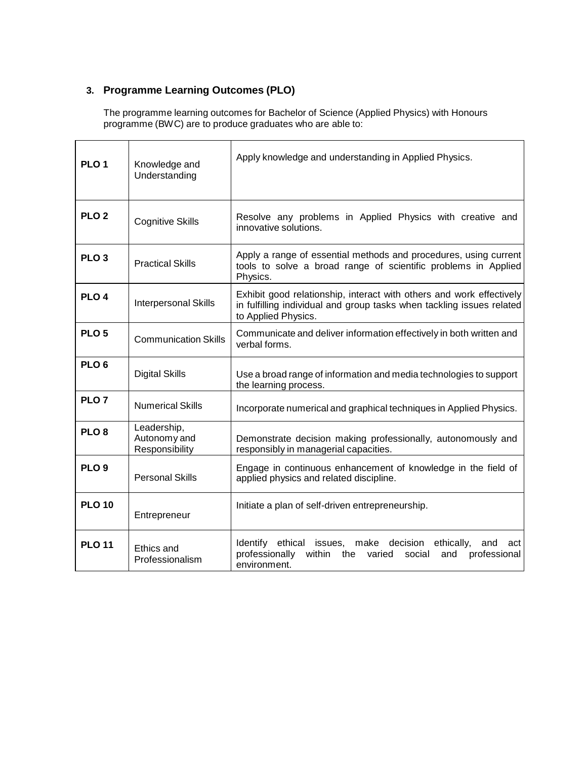## 3. Programme Learning Outcomes (PLO)

The programme learning outcomes for Bachelor of Science (Applied Physics) with Honours programme (BWC) are to produce graduates who are able to:

| | | |
|---|---|---|
| **PLO 1** | Knowledge and Understanding | Apply knowledge and understanding in Applied Physics. |
| **PLO 2** | Cognitive Skills | Resolve any problems in Applied Physics with creative and innovative solutions. |
| **PLO 3** | Practical Skills | Apply a range of essential methods and procedures, using current tools to solve a broad range of scientific problems in Applied Physics. |
| **PLO 4** | Interpersonal Skills | Exhibit good relationship, interact with others and work effectively in fulfilling individual and group tasks when tackling issues related to Applied Physics. |
| **PLO 5** | Communication Skills | Communicate and deliver information effectively in both written and verbal forms. |
| **PLO 6** | Digital Skills | Use a broad range of information and media technologies to support the learning process. |
| **PLO 7** | Numerical Skills | Incorporate numerical and graphical techniques in Applied Physics. |
| **PLO 8** | Leadership, Autonomy and Responsibility | Demonstrate decision making professionally, autonomously and responsibly in managerial capacities. |
| **PLO 9** | Personal Skills | Engage in continuous enhancement of knowledge in the field of applied physics and related discipline. |
| **PLO 10** | Entrepreneur | Initiate a plan of self-driven entrepreneurship. |
| **PLO 11** | Ethics and Professionalism | Identify ethical issues, make decision ethically, and act professionally within the varied social and professional environment. |